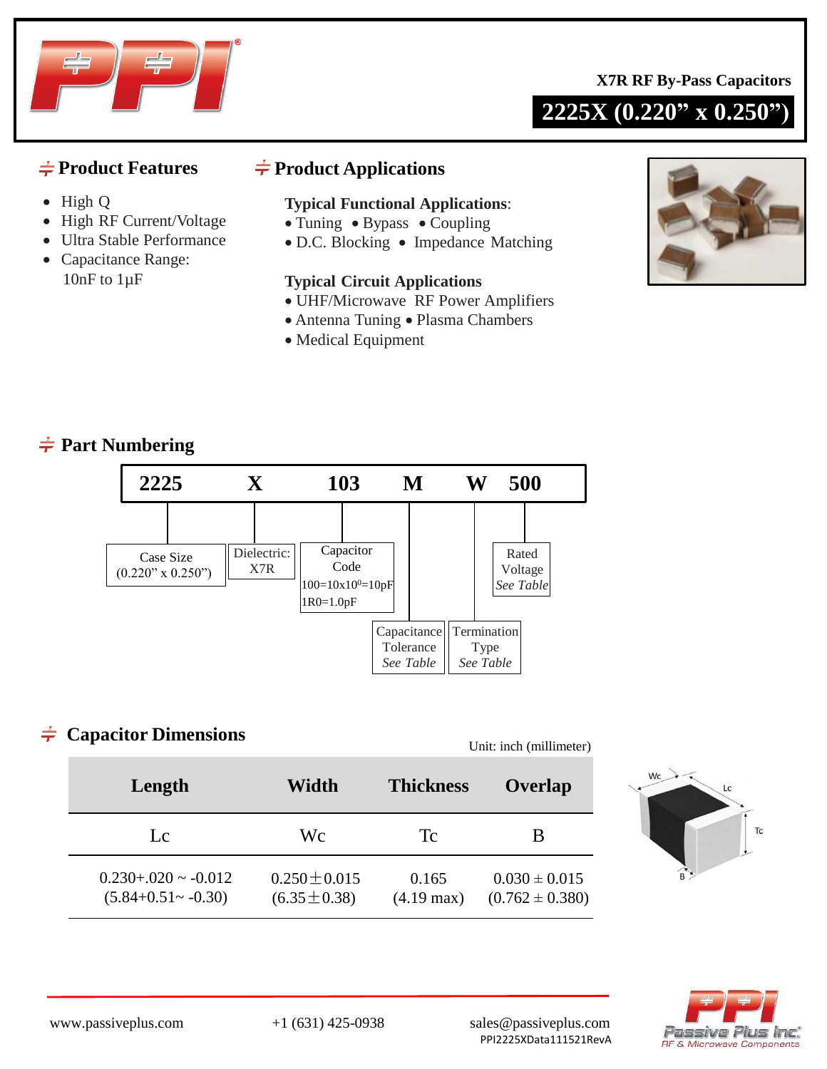X7R RF By-Pass Capacitors

# 2225X (0.220” x 0.250”)

## Product Features

- High Q
- High RF Current/Voltage
- Ultra Stable Performance
- Capacitance Range: 10nF to 1µF

## Product Applications

**Typical Functional Applications**:
- Tuning • Bypass • Coupling
- D.C. Blocking • Impedance Matching

**Typical Circuit Applications**
- UHF/Microwave RF Power Amplifiers
- Antenna Tuning • Plasma Chambers
- Medical Equipment

## Part Numbering

**2225 X 103 M W 500**

- 2225 — Case Size (0.220” x 0.250”)
- X — Dielectric: X7R
- 103 — Capacitor Code: 100=10x$10^0$=10pF, 1R0=1.0pF
- M — Capacitance Tolerance *See Table*
- W — Termination Type *See Table*
- 500 — Rated Voltage *See Table*

## Capacitor Dimensions

Unit: inch (millimeter)

| Length | Width | Thickness | Overlap |
|---|---|---|---|
| Lc | Wc | Tc | B |
| 0.230+.020 ~ -0.012 (5.84+0.51~ -0.30) | 0.250±0.015 (6.35±0.38) | 0.165 (4.19 max) | 0.030 ± 0.015 (0.762 ± 0.380) |

www.passiveplus.com +1 (631) 425-0938 sales@passiveplus.com

PPI2225XData111521RevA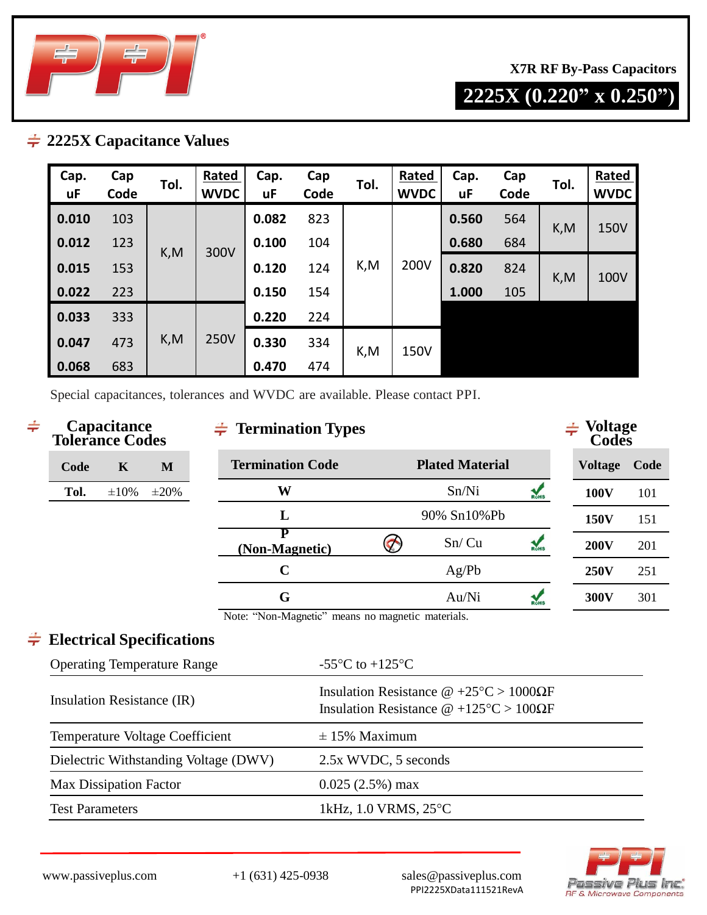X7R RF By-Pass Capacitors

# 2225X (0.220” x 0.250”)

## 2225X Capacitance Values

| Cap. uF | Cap Code | Tol. | Rated WVDC | Cap. uF | Cap Code | Tol. | Rated WVDC | Cap. uF | Cap Code | Tol. | Rated WVDC |
|---|---|---|---|---|---|---|---|---|---|---|---|
| **0.010** | 103 | K,M | 300V | **0.082** | 823 | K,M | 200V | **0.560** | 564 | K,M | 150V |
| **0.012** | 123 | | | **0.100** | 104 | | | **0.680** | 684 | | |
| **0.015** | 153 | | | **0.120** | 124 | | | **0.820** | 824 | K,M | 100V |
| **0.022** | 223 | | | **0.150** | 154 | | | **1.000** | 105 | | |
| **0.033** | 333 | K,M | 250V | **0.220** | 224 | | | | | | |
| **0.047** | 473 | | | **0.330** | 334 | K,M | 150V | | | | |
| **0.068** | 683 | | | **0.470** | 474 | | | | | | |

Special capacitances, tolerances and WVDC are available. Please contact PPI.

## Capacitance Tolerance Codes

| Code | K | M |
|---|---|---|
| **Tol.** | ±10% | ±20% |

## Termination Types

| Termination Code | Plated Material | RoHS |
|---|---|---|
| **W** | Sn/Ni | ✓ |
| **L** | 90% Sn10%Pb | |
| **P (Non-Magnetic)** | Sn/ Cu | ✓ |
| **C** | Ag/Pb | |
| **G** | Au/Ni | ✓ |

Note: “Non-Magnetic” means no magnetic materials.

## Voltage Codes

| Voltage | Code |
|---|---|
| **100V** | 101 |
| **150V** | 151 |
| **200V** | 201 |
| **250V** | 251 |
| **300V** | 301 |

## Electrical Specifications

| | |
|---|---|
| Operating Temperature Range | -55°C to +125°C |
| Insulation Resistance (IR) | Insulation Resistance @ +25°C > 1000ΩF<br>Insulation Resistance @ +125°C > 100ΩF |
| Temperature Voltage Coefficient | ± 15% Maximum |
| Dielectric Withstanding Voltage (DWV) | 2.5x WVDC, 5 seconds |
| Max Dissipation Factor | 0.025 (2.5%) max |
| Test Parameters | 1kHz, 1.0 VRMS, 25°C |

www.passiveplus.com    +1 (631) 425-0938    sales@passiveplus.com

PPI2225XData111521RevA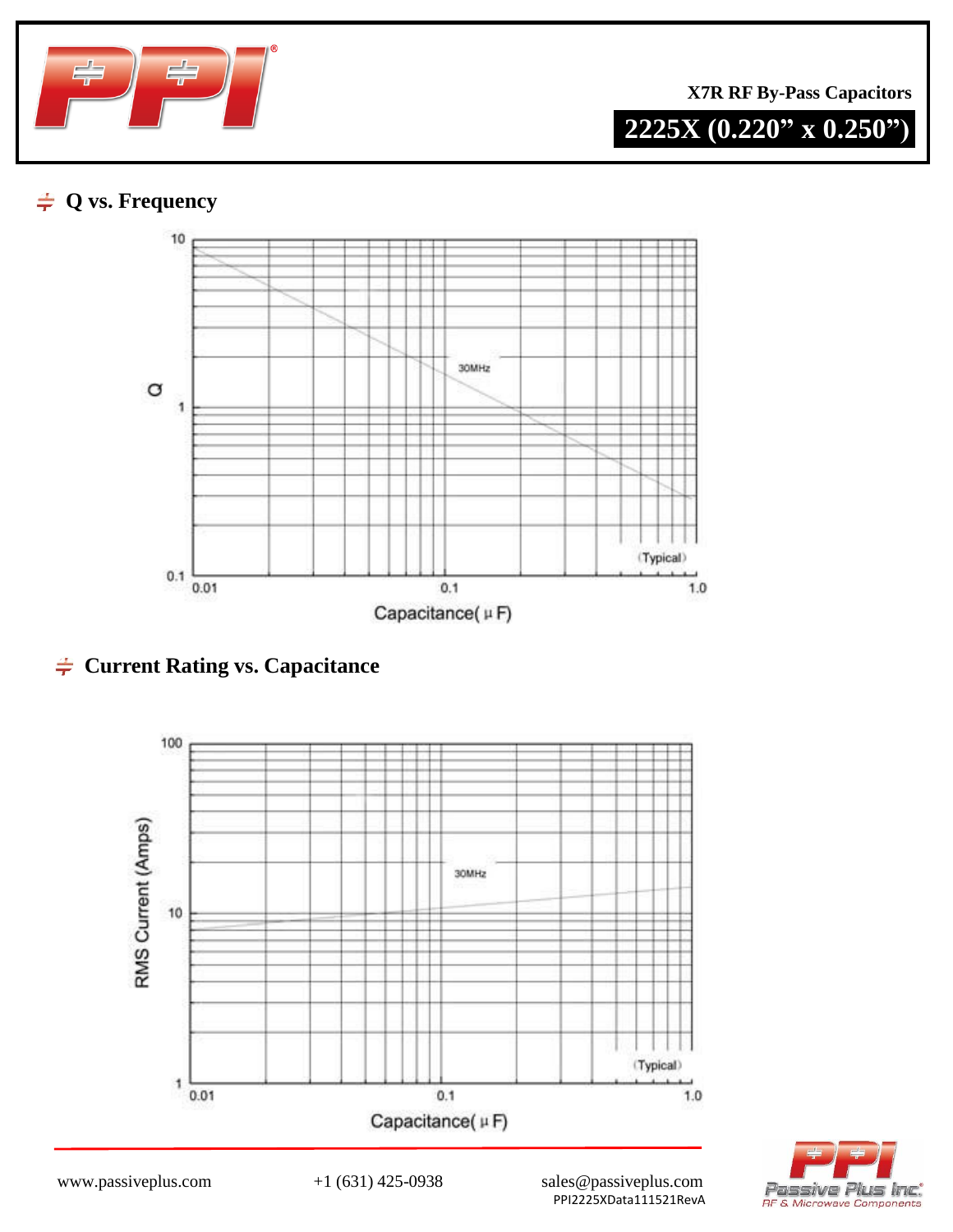X7R RF By-Pass Capacitors

# 2225X (0.220" x 0.250")

## Q vs. Frequency

Q

10

1

0.1

30MHz

(Typical)

0.01 0.1 1.0

Capacitance(μF)

## Current Rating vs. Capacitance

RMS Current (Amps)

100

10

1

30MHz

(Typical)

0.01 0.1 1.0

Capacitance(μF)

www.passiveplus.com +1 (631) 425-0938 sales@passiveplus.com

PPI2225XData111521RevA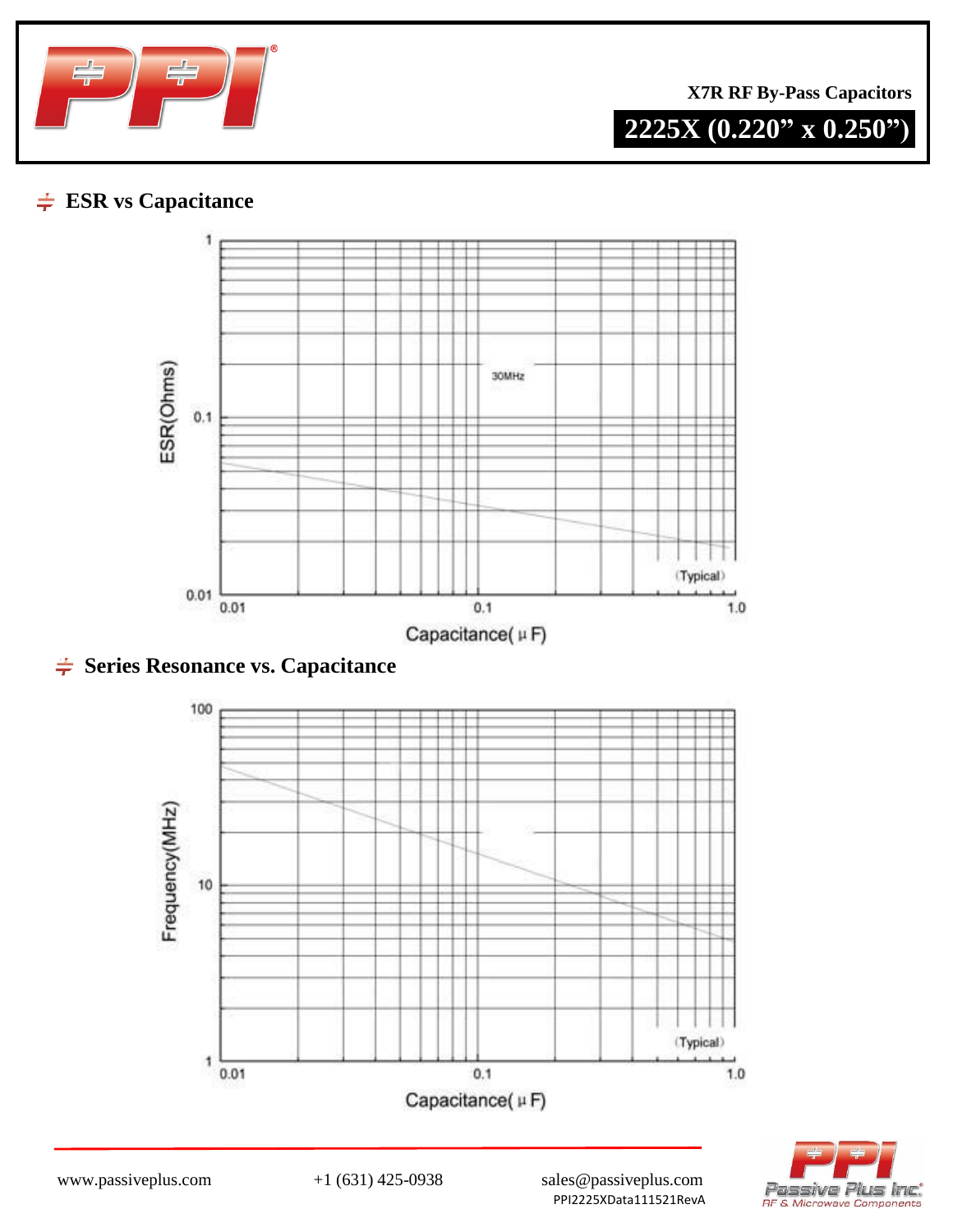X7R RF By-Pass Capacitors

**2225X (0.220" x 0.250")**

## ESR vs Capacitance

ESR(Ohms)

1

0.1

0.01

30MHz

(Typical)

0.01 0.1 1.0

Capacitance( μ F)

## Series Resonance vs. Capacitance

Frequency(MHz)

100

10

1

(Typical)

0.01 0.1 1.0

Capacitance( μ F)

www.passiveplus.com +1 (631) 425-0938 sales@passiveplus.com

PPI2225XData111521RevA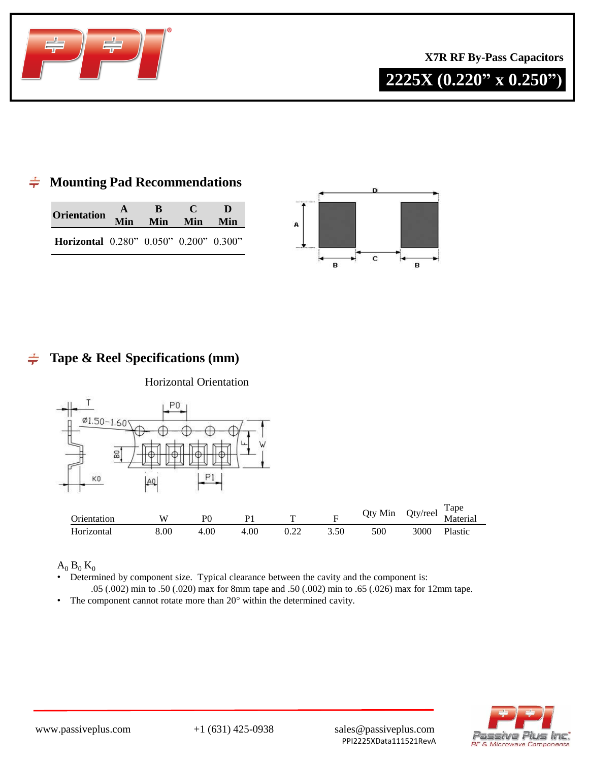X7R RF By-Pass Capacitors

# 2225X (0.220” x 0.250”)

## Mounting Pad Recommendations

| Orientation | A Min | B Min | C Min | D Min |
|---|---|---|---|---|
| **Horizontal** | 0.280” | 0.050” | 0.200” | 0.300” |

D

A

B

C

B

## Tape & Reel Specifications (mm)

Horizontal Orientation

T

P0

Ø1.50-1.60

F

W

B0

K0

A0

P1

| Orientation | W | P0 | P1 | T | F | Qty Min | Qty/reel | Tape Material |
|---|---|---|---|---|---|---|---|---|
| Horizontal | 8.00 | 4.00 | 4.00 | 0.22 | 3.50 | 500 | 3000 | Plastic |

$A_0$ $B_0$ $K_0$

- Determined by component size. Typical clearance between the cavity and the component is:
  .05 (.002) min to .50 (.020) max for 8mm tape and .50 (.002) min to .65 (.026) max for 12mm tape.
- The component cannot rotate more than 20° within the determined cavity.

www.passiveplus.com +1 (631) 425-0938 sales@passiveplus.com

PPI2225XData111521RevA